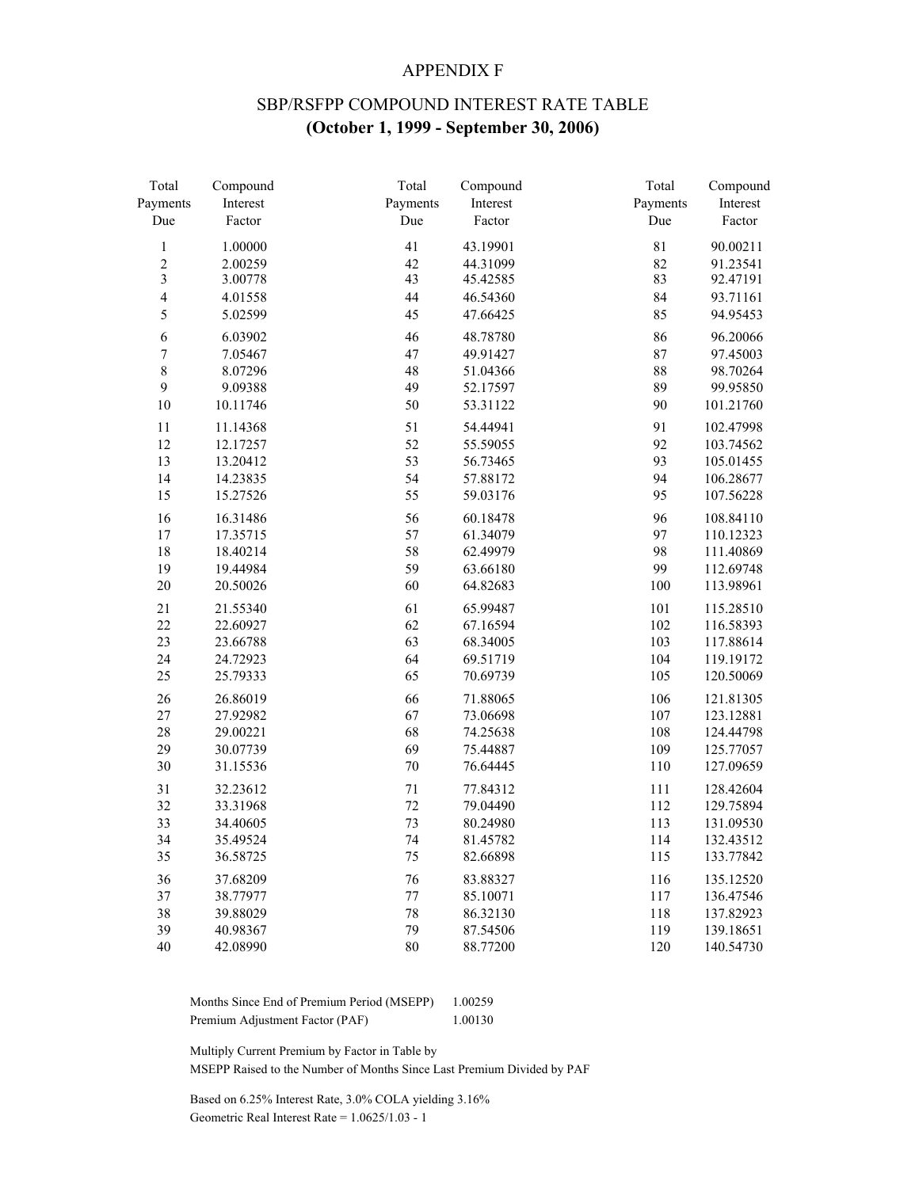# APPENDIX F

## SBP/RSFPP COMPOUND INTEREST RATE TABLE
## **(October 1, 1999 - September 30, 2006)**

| Total Payments Due | Compound Interest Factor | Total Payments Due | Compound Interest Factor | Total Payments Due | Compound Interest Factor |
|---|---|---|---|---|---|
| 1 | 1.00000 | 41 | 43.19901 | 81 | 90.00211 |
| 2 | 2.00259 | 42 | 44.31099 | 82 | 91.23541 |
| 3 | 3.00778 | 43 | 45.42585 | 83 | 92.47191 |
| 4 | 4.01558 | 44 | 46.54360 | 84 | 93.71161 |
| 5 | 5.02599 | 45 | 47.66425 | 85 | 94.95453 |
| 6 | 6.03902 | 46 | 48.78780 | 86 | 96.20066 |
| 7 | 7.05467 | 47 | 49.91427 | 87 | 97.45003 |
| 8 | 8.07296 | 48 | 51.04366 | 88 | 98.70264 |
| 9 | 9.09388 | 49 | 52.17597 | 89 | 99.95850 |
| 10 | 10.11746 | 50 | 53.31122 | 90 | 101.21760 |
| 11 | 11.14368 | 51 | 54.44941 | 91 | 102.47998 |
| 12 | 12.17257 | 52 | 55.59055 | 92 | 103.74562 |
| 13 | 13.20412 | 53 | 56.73465 | 93 | 105.01455 |
| 14 | 14.23835 | 54 | 57.88172 | 94 | 106.28677 |
| 15 | 15.27526 | 55 | 59.03176 | 95 | 107.56228 |
| 16 | 16.31486 | 56 | 60.18478 | 96 | 108.84110 |
| 17 | 17.35715 | 57 | 61.34079 | 97 | 110.12323 |
| 18 | 18.40214 | 58 | 62.49979 | 98 | 111.40869 |
| 19 | 19.44984 | 59 | 63.66180 | 99 | 112.69748 |
| 20 | 20.50026 | 60 | 64.82683 | 100 | 113.98961 |
| 21 | 21.55340 | 61 | 65.99487 | 101 | 115.28510 |
| 22 | 22.60927 | 62 | 67.16594 | 102 | 116.58393 |
| 23 | 23.66788 | 63 | 68.34005 | 103 | 117.88614 |
| 24 | 24.72923 | 64 | 69.51719 | 104 | 119.19172 |
| 25 | 25.79333 | 65 | 70.69739 | 105 | 120.50069 |
| 26 | 26.86019 | 66 | 71.88065 | 106 | 121.81305 |
| 27 | 27.92982 | 67 | 73.06698 | 107 | 123.12881 |
| 28 | 29.00221 | 68 | 74.25638 | 108 | 124.44798 |
| 29 | 30.07739 | 69 | 75.44887 | 109 | 125.77057 |
| 30 | 31.15536 | 70 | 76.64445 | 110 | 127.09659 |
| 31 | 32.23612 | 71 | 77.84312 | 111 | 128.42604 |
| 32 | 33.31968 | 72 | 79.04490 | 112 | 129.75894 |
| 33 | 34.40605 | 73 | 80.24980 | 113 | 131.09530 |
| 34 | 35.49524 | 74 | 81.45782 | 114 | 132.43512 |
| 35 | 36.58725 | 75 | 82.66898 | 115 | 133.77842 |
| 36 | 37.68209 | 76 | 83.88327 | 116 | 135.12520 |
| 37 | 38.77977 | 77 | 85.10071 | 117 | 136.47546 |
| 38 | 39.88029 | 78 | 86.32130 | 118 | 137.82923 |
| 39 | 40.98367 | 79 | 87.54506 | 119 | 139.18651 |
| 40 | 42.08990 | 80 | 88.77200 | 120 | 140.54730 |

| | |
|---|---|
| Months Since End of Premium Period (MSEPP) | 1.00259 |
| Premium Adjustment Factor (PAF) | 1.00130 |

Multiply Current Premium by Factor in Table by
MSEPP Raised to the Number of Months Since Last Premium Divided by PAF

Based on 6.25% Interest Rate, 3.0% COLA yielding 3.16%
Geometric Real Interest Rate = 1.0625/1.03 - 1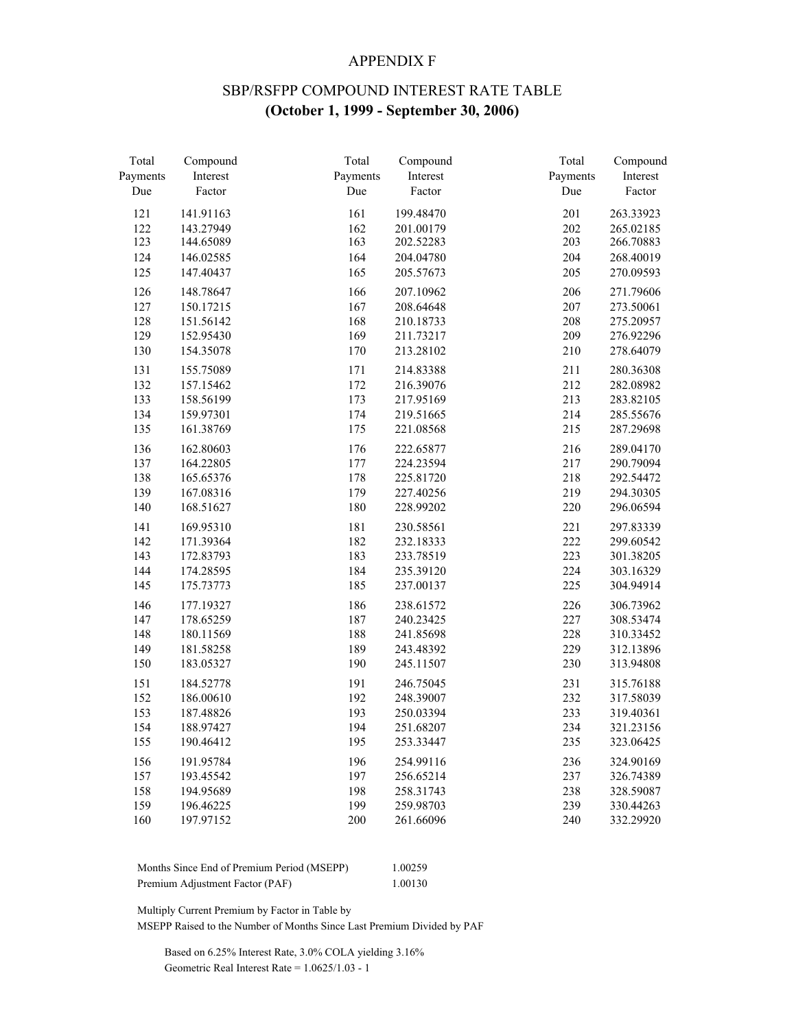# APPENDIX F

## SBP/RSFPP COMPOUND INTEREST RATE TABLE
## **(October 1, 1999 - September 30, 2006)**

| Total Payments Due | Compound Interest Factor | Total Payments Due | Compound Interest Factor | Total Payments Due | Compound Interest Factor |
|---|---|---|---|---|---|
| 121 | 141.91163 | 161 | 199.48470 | 201 | 263.33923 |
| 122 | 143.27949 | 162 | 201.00179 | 202 | 265.02185 |
| 123 | 144.65089 | 163 | 202.52283 | 203 | 266.70883 |
| 124 | 146.02585 | 164 | 204.04780 | 204 | 268.40019 |
| 125 | 147.40437 | 165 | 205.57673 | 205 | 270.09593 |
| 126 | 148.78647 | 166 | 207.10962 | 206 | 271.79606 |
| 127 | 150.17215 | 167 | 208.64648 | 207 | 273.50061 |
| 128 | 151.56142 | 168 | 210.18733 | 208 | 275.20957 |
| 129 | 152.95430 | 169 | 211.73217 | 209 | 276.92296 |
| 130 | 154.35078 | 170 | 213.28102 | 210 | 278.64079 |
| 131 | 155.75089 | 171 | 214.83388 | 211 | 280.36308 |
| 132 | 157.15462 | 172 | 216.39076 | 212 | 282.08982 |
| 133 | 158.56199 | 173 | 217.95169 | 213 | 283.82105 |
| 134 | 159.97301 | 174 | 219.51665 | 214 | 285.55676 |
| 135 | 161.38769 | 175 | 221.08568 | 215 | 287.29698 |
| 136 | 162.80603 | 176 | 222.65877 | 216 | 289.04170 |
| 137 | 164.22805 | 177 | 224.23594 | 217 | 290.79094 |
| 138 | 165.65376 | 178 | 225.81720 | 218 | 292.54472 |
| 139 | 167.08316 | 179 | 227.40256 | 219 | 294.30305 |
| 140 | 168.51627 | 180 | 228.99202 | 220 | 296.06594 |
| 141 | 169.95310 | 181 | 230.58561 | 221 | 297.83339 |
| 142 | 171.39364 | 182 | 232.18333 | 222 | 299.60542 |
| 143 | 172.83793 | 183 | 233.78519 | 223 | 301.38205 |
| 144 | 174.28595 | 184 | 235.39120 | 224 | 303.16329 |
| 145 | 175.73773 | 185 | 237.00137 | 225 | 304.94914 |
| 146 | 177.19327 | 186 | 238.61572 | 226 | 306.73962 |
| 147 | 178.65259 | 187 | 240.23425 | 227 | 308.53474 |
| 148 | 180.11569 | 188 | 241.85698 | 228 | 310.33452 |
| 149 | 181.58258 | 189 | 243.48392 | 229 | 312.13896 |
| 150 | 183.05327 | 190 | 245.11507 | 230 | 313.94808 |
| 151 | 184.52778 | 191 | 246.75045 | 231 | 315.76188 |
| 152 | 186.00610 | 192 | 248.39007 | 232 | 317.58039 |
| 153 | 187.48826 | 193 | 250.03394 | 233 | 319.40361 |
| 154 | 188.97427 | 194 | 251.68207 | 234 | 321.23156 |
| 155 | 190.46412 | 195 | 253.33447 | 235 | 323.06425 |
| 156 | 191.95784 | 196 | 254.99116 | 236 | 324.90169 |
| 157 | 193.45542 | 197 | 256.65214 | 237 | 326.74389 |
| 158 | 194.95689 | 198 | 258.31743 | 238 | 328.59087 |
| 159 | 196.46225 | 199 | 259.98703 | 239 | 330.44263 |
| 160 | 197.97152 | 200 | 261.66096 | 240 | 332.29920 |

| | |
|---|---|
| Months Since End of Premium Period (MSEPP) | 1.00259 |
| Premium Adjustment Factor (PAF) | 1.00130 |

Multiply Current Premium by Factor in Table by
MSEPP Raised to the Number of Months Since Last Premium Divided by PAF

Based on 6.25% Interest Rate, 3.0% COLA yielding 3.16%
Geometric Real Interest Rate = $1.0625/1.03 - 1$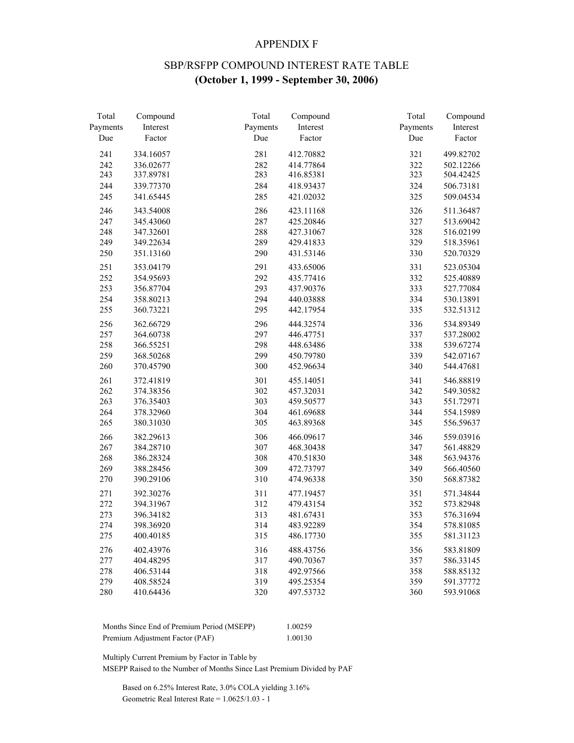# APPENDIX F

## SBP/RSFPP COMPOUND INTEREST RATE TABLE

## (October 1, 1999 - September 30, 2006)

| Total Payments Due | Compound Interest Factor | Total Payments Due | Compound Interest Factor | Total Payments Due | Compound Interest Factor |
|---|---|---|---|---|---|
| 241 | 334.16057 | 281 | 412.70882 | 321 | 499.82702 |
| 242 | 336.02677 | 282 | 414.77864 | 322 | 502.12266 |
| 243 | 337.89781 | 283 | 416.85381 | 323 | 504.42425 |
| 244 | 339.77370 | 284 | 418.93437 | 324 | 506.73181 |
| 245 | 341.65445 | 285 | 421.02032 | 325 | 509.04534 |
| 246 | 343.54008 | 286 | 423.11168 | 326 | 511.36487 |
| 247 | 345.43060 | 287 | 425.20846 | 327 | 513.69042 |
| 248 | 347.32601 | 288 | 427.31067 | 328 | 516.02199 |
| 249 | 349.22634 | 289 | 429.41833 | 329 | 518.35961 |
| 250 | 351.13160 | 290 | 431.53146 | 330 | 520.70329 |
| 251 | 353.04179 | 291 | 433.65006 | 331 | 523.05304 |
| 252 | 354.95693 | 292 | 435.77416 | 332 | 525.40889 |
| 253 | 356.87704 | 293 | 437.90376 | 333 | 527.77084 |
| 254 | 358.80213 | 294 | 440.03888 | 334 | 530.13891 |
| 255 | 360.73221 | 295 | 442.17954 | 335 | 532.51312 |
| 256 | 362.66729 | 296 | 444.32574 | 336 | 534.89349 |
| 257 | 364.60738 | 297 | 446.47751 | 337 | 537.28002 |
| 258 | 366.55251 | 298 | 448.63486 | 338 | 539.67274 |
| 259 | 368.50268 | 299 | 450.79780 | 339 | 542.07167 |
| 260 | 370.45790 | 300 | 452.96634 | 340 | 544.47681 |
| 261 | 372.41819 | 301 | 455.14051 | 341 | 546.88819 |
| 262 | 374.38356 | 302 | 457.32031 | 342 | 549.30582 |
| 263 | 376.35403 | 303 | 459.50577 | 343 | 551.72971 |
| 264 | 378.32960 | 304 | 461.69688 | 344 | 554.15989 |
| 265 | 380.31030 | 305 | 463.89368 | 345 | 556.59637 |
| 266 | 382.29613 | 306 | 466.09617 | 346 | 559.03916 |
| 267 | 384.28710 | 307 | 468.30438 | 347 | 561.48829 |
| 268 | 386.28324 | 308 | 470.51830 | 348 | 563.94376 |
| 269 | 388.28456 | 309 | 472.73797 | 349 | 566.40560 |
| 270 | 390.29106 | 310 | 474.96338 | 350 | 568.87382 |
| 271 | 392.30276 | 311 | 477.19457 | 351 | 571.34844 |
| 272 | 394.31967 | 312 | 479.43154 | 352 | 573.82948 |
| 273 | 396.34182 | 313 | 481.67431 | 353 | 576.31694 |
| 274 | 398.36920 | 314 | 483.92289 | 354 | 578.81085 |
| 275 | 400.40185 | 315 | 486.17730 | 355 | 581.31123 |
| 276 | 402.43976 | 316 | 488.43756 | 356 | 583.81809 |
| 277 | 404.48295 | 317 | 490.70367 | 357 | 586.33145 |
| 278 | 406.53144 | 318 | 492.97566 | 358 | 588.85132 |
| 279 | 408.58524 | 319 | 495.25354 | 359 | 591.37772 |
| 280 | 410.64436 | 320 | 497.53732 | 360 | 593.91068 |

| | |
|---|---|
| Months Since End of Premium Period (MSEPP) | 1.00259 |
| Premium Adjustment Factor (PAF) | 1.00130 |

Multiply Current Premium by Factor in Table by
MSEPP Raised to the Number of Months Since Last Premium Divided by PAF

Based on 6.25% Interest Rate, 3.0% COLA yielding 3.16%
Geometric Real Interest Rate = 1.0625/1.03 - 1